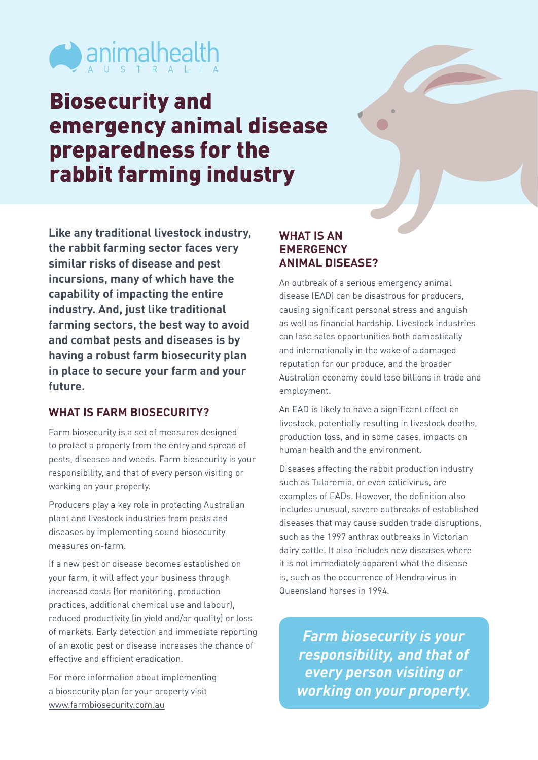animalhealth AUSTRALIA

# Biosecurity and emergency animal disease preparedness for the rabbit farming industry

**Like any traditional livestock industry, the rabbit farming sector faces very similar risks of disease and pest incursions, many of which have the capability of impacting the entire industry. And, just like traditional farming sectors, the best way to avoid and combat pests and diseases is by having a robust farm biosecurity plan in place to secure your farm and your future.**

## WHAT IS FARM BIOSECURITY?

Farm biosecurity is a set of measures designed to protect a property from the entry and spread of pests, diseases and weeds. Farm biosecurity is your responsibility, and that of every person visiting or working on your property.

Producers play a key role in protecting Australian plant and livestock industries from pests and diseases by implementing sound biosecurity measures on-farm.

If a new pest or disease becomes established on your farm, it will affect your business through increased costs (for monitoring, production practices, additional chemical use and labour), reduced productivity (in yield and/or quality) or loss of markets. Early detection and immediate reporting of an exotic pest or disease increases the chance of effective and efficient eradication.

For more information about implementing a biosecurity plan for your property visit www.farmbiosecurity.com.au

## WHAT IS AN EMERGENCY ANIMAL DISEASE?

An outbreak of a serious emergency animal disease (EAD) can be disastrous for producers, causing significant personal stress and anguish as well as financial hardship. Livestock industries can lose sales opportunities both domestically and internationally in the wake of a damaged reputation for our produce, and the broader Australian economy could lose billions in trade and employment.

An EAD is likely to have a significant effect on livestock, potentially resulting in livestock deaths, production loss, and in some cases, impacts on human health and the environment.

Diseases affecting the rabbit production industry such as Tularemia, or even calicivirus, are examples of EADs. However, the definition also includes unusual, severe outbreaks of established diseases that may cause sudden trade disruptions, such as the 1997 anthrax outbreaks in Victorian dairy cattle. It also includes new diseases where it is not immediately apparent what the disease is, such as the occurrence of Hendra virus in Queensland horses in 1994.

*Farm biosecurity is your responsibility, and that of every person visiting or working on your property.*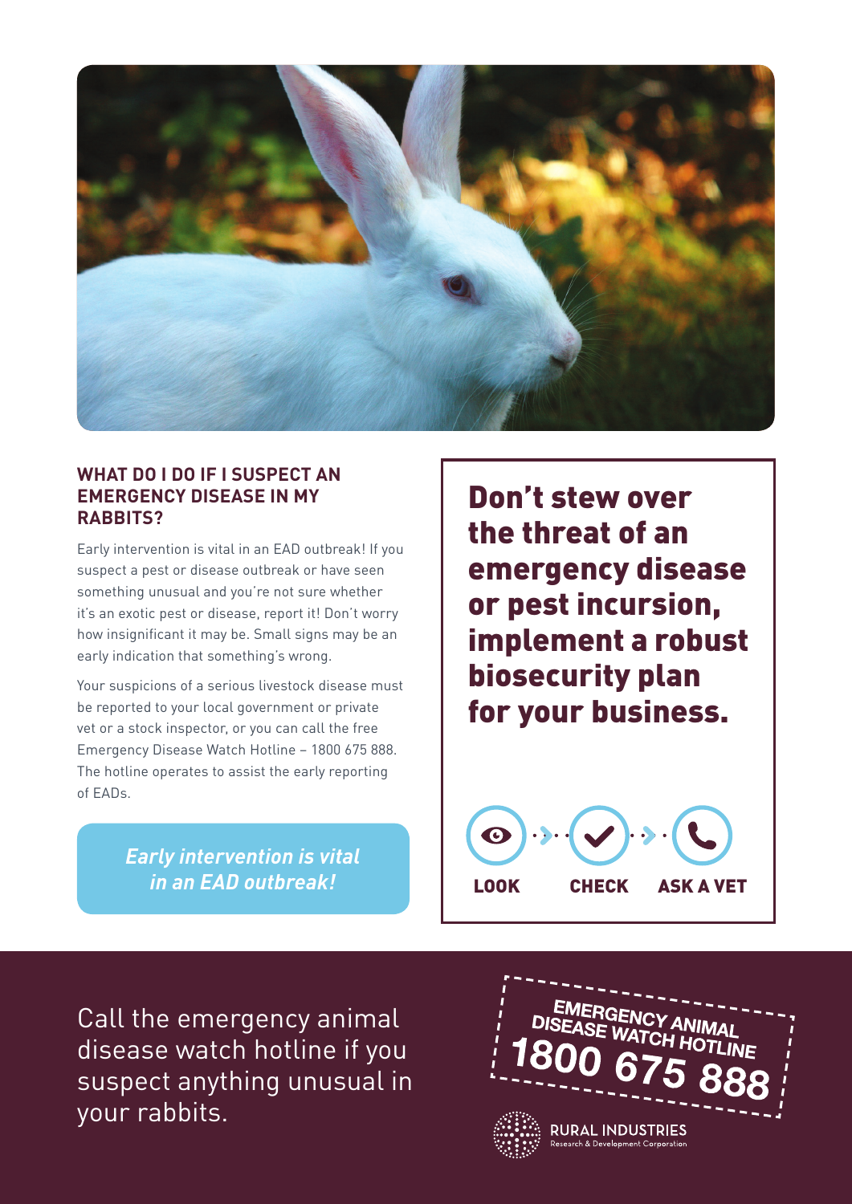## WHAT DO I DO IF I SUSPECT AN EMERGENCY DISEASE IN MY RABBITS?

Early intervention is vital in an EAD outbreak! If you suspect a pest or disease outbreak or have seen something unusual and you're not sure whether it's an exotic pest or disease, report it! Don't worry how insignificant it may be. Small signs may be an early indication that something's wrong.

Your suspicions of a serious livestock disease must be reported to your local government or private vet or a stock inspector, or you can call the free Emergency Disease Watch Hotline – 1800 675 888. The hotline operates to assist the early reporting of EADs.

***Early intervention is vital in an EAD outbreak!***

**Don't stew over the threat of an emergency disease or pest incursion, implement a robust biosecurity plan for your business.**

LOOK → CHECK → ASK A VET

Call the emergency animal disease watch hotline if you suspect anything unusual in your rabbits.

**EMERGENCY ANIMAL DISEASE WATCH HOTLINE**
**1800 675 888**

RURAL INDUSTRIES
Research & Development Corporation